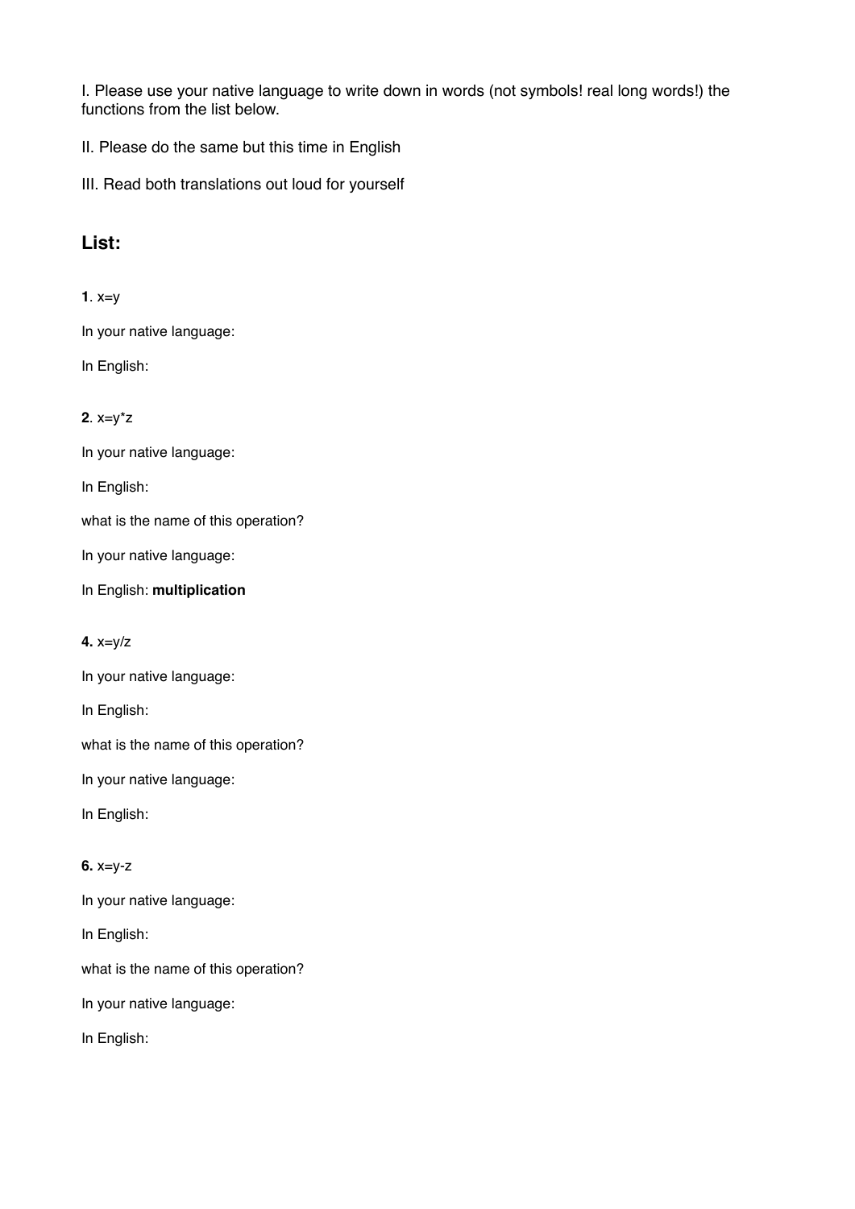I. Please use your native language to write down in words (not symbols! real long words!) the functions from the list below.

II. Please do the same but this time in English

III. Read both translations out loud for yourself

## List:

**1**. $x=y$

In your native language:

In English:

**2**. $x=y*z$

In your native language:

In English:

what is the name of this operation?

In your native language:

In English: **multiplication**

**4.** $x=y/z$

In your native language:

In English:

what is the name of this operation?

In your native language:

In English:

**6.** $x=y-z$

In your native language:

In English:

what is the name of this operation?

In your native language:

In English: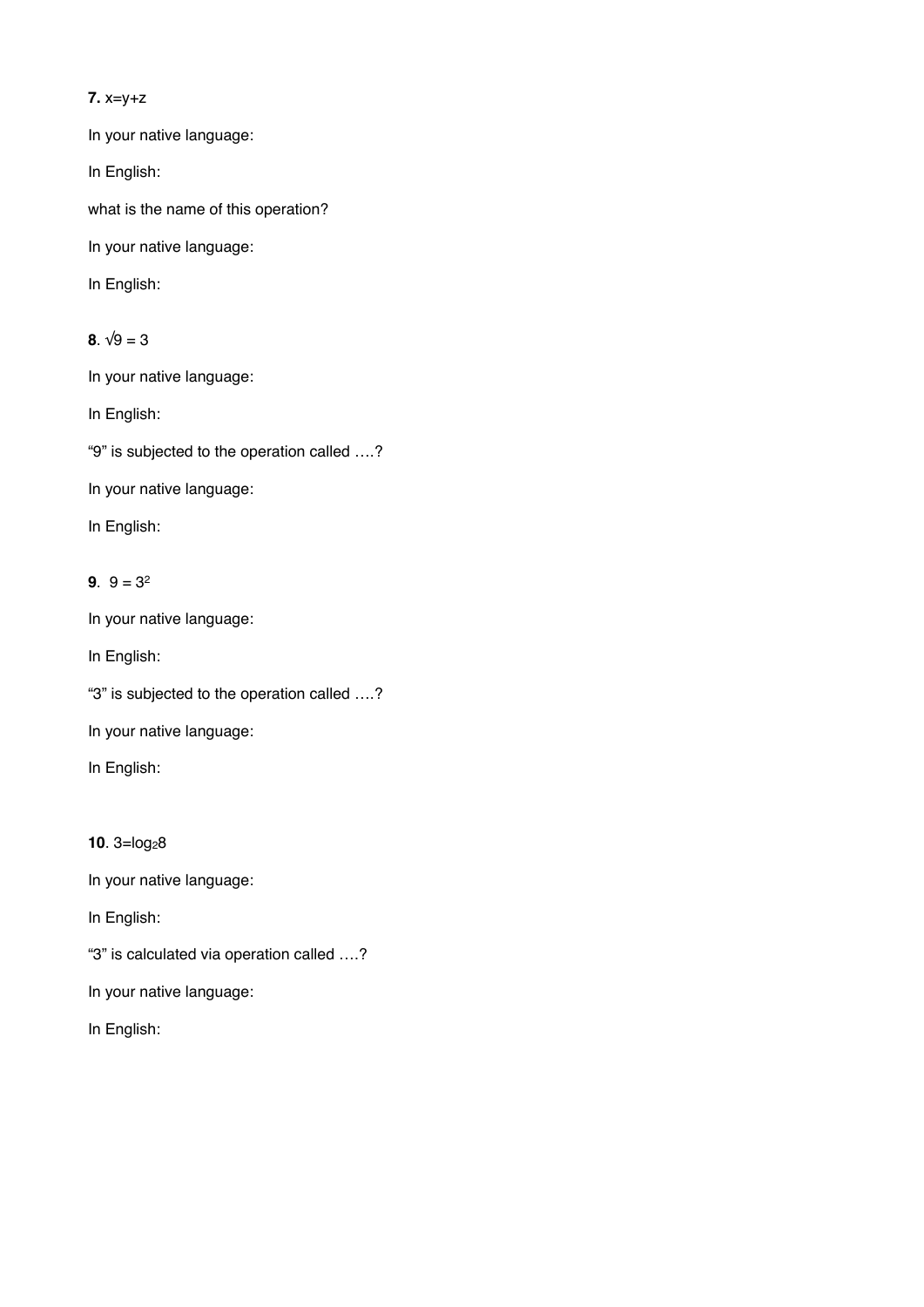**7.** $x=y+z$

In your native language:

In English:

what is the name of this operation?

In your native language:

In English:

**8**. $\sqrt{9} = 3$

In your native language:

In English:

“9” is subjected to the operation called ….?

In your native language:

In English:

**9**. $9 = 3^2$

In your native language:

In English:

“3” is subjected to the operation called ….?

In your native language:

In English:

**10**. $3=\log_2 8$

In your native language:

In English:

“3” is calculated via operation called ….?

In your native language:

In English: